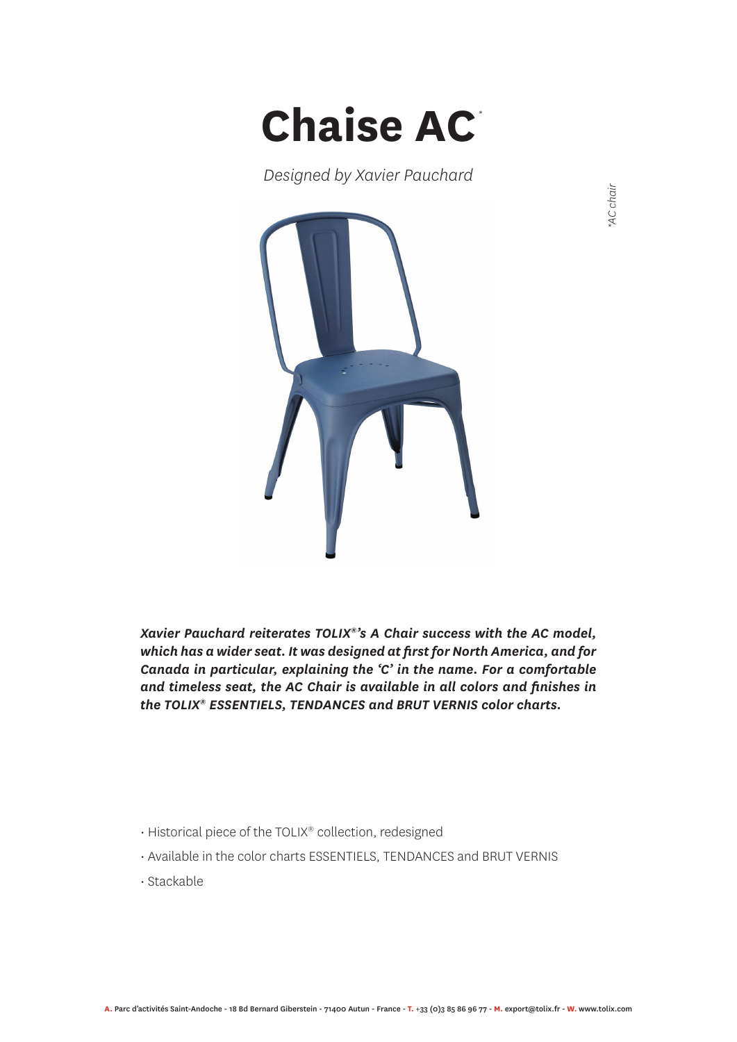# Chaise AC*

*Designed by Xavier Pauchard*

*AC chair

***Xavier Pauchard reiterates TOLIX®'s A Chair success with the AC model, which has a wider seat. It was designed at first for North America, and for Canada in particular, explaining the 'C' in the name. For a comfortable and timeless seat, the AC Chair is available in all colors and finishes in the TOLIX® ESSENTIELS, TENDANCES and BRUT VERNIS color charts.***

- Historical piece of the TOLIX® collection, redesigned
- Available in the color charts ESSENTIELS, TENDANCES and BRUT VERNIS
- Stackable

**A.** Parc d'activités Saint-Andoche - 18 Bd Bernard Giberstein - 71400 Autun - France - **T.** +33 (0)3 85 86 96 77 - **M.** export@tolix.fr - **W.** www.tolix.com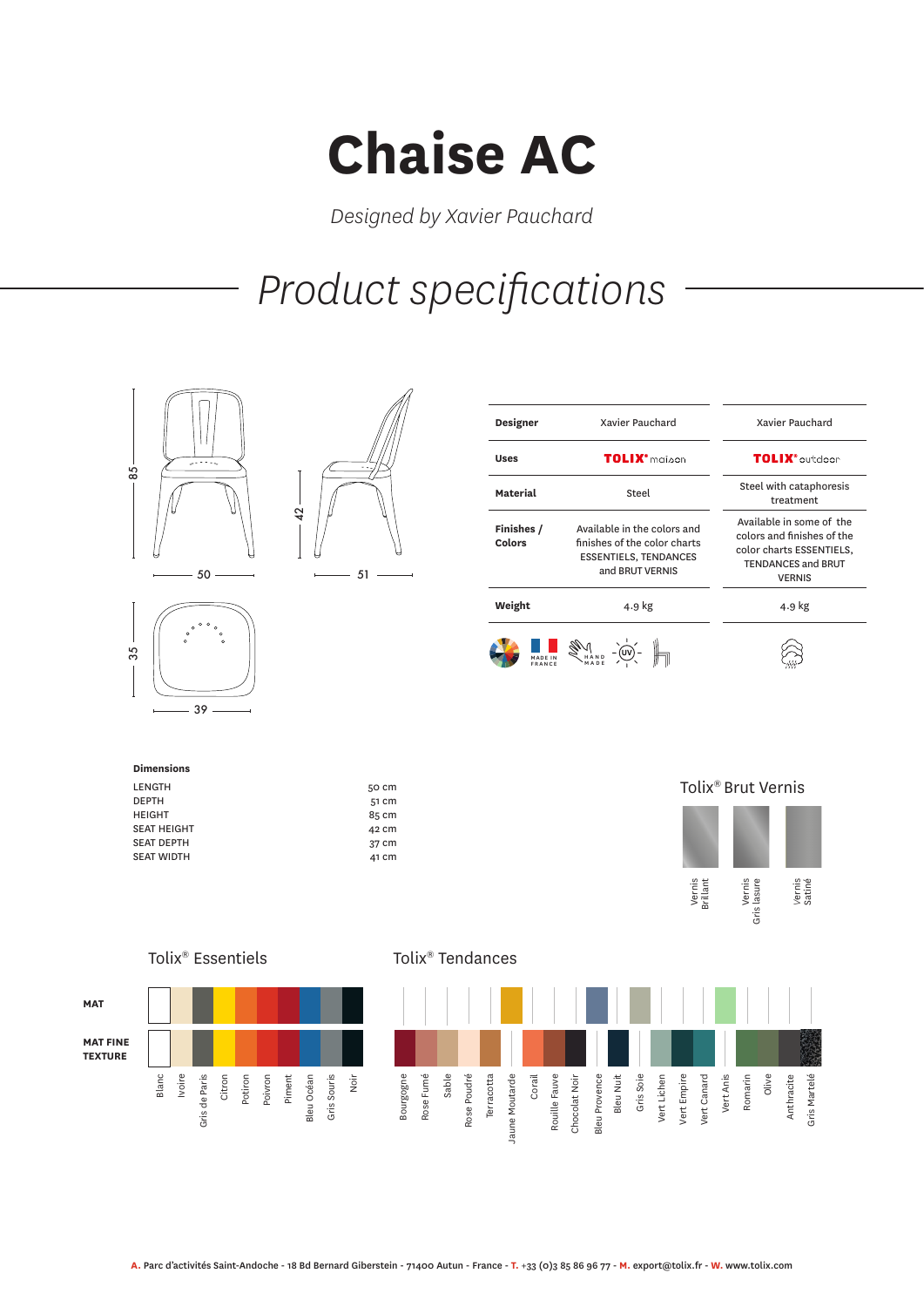# Chaise AC

*Designed by Xavier Pauchard*

## *Product specifications*

85
50
42
51
35
39

| | | |
|---|---|---|
| **Designer** | Xavier Pauchard | Xavier Pauchard |
| **Uses** | TOLIX® maison | TOLIX® outdoor |
| **Material** | Steel | Steel with cataphoresis treatment |
| **Finishes / Colors** | Available in the colors and finishes of the color charts ESSENTIELS, TENDANCES and BRUT VERNIS | Available in some of the colors and finishes of the color charts ESSENTIELS, TENDANCES and BRUT VERNIS |
| **Weight** | 4.9 kg | 4.9 kg |

MADE IN FRANCE
HAND MADE
UV

**Dimensions**

| | |
|---|---|
| LENGTH | 50 cm |
| DEPTH | 51 cm |
| HEIGHT | 85 cm |
| SEAT HEIGHT | 42 cm |
| SEAT DEPTH | 37 cm |
| SEAT WIDTH | 41 cm |

### Tolix® Brut Vernis

Vernis Brillant
Vernis Gris lasure
Vernis Satiné

### Tolix® Essentiels

**MAT**
**MAT FINE TEXTURE**

Blanc
Ivoire
Gris de Paris
Citron
Potiron
Poivron
Piment
Bleu Océan
Gris Souris
Noir

### Tolix® Tendances

Bourgogne
Rose Fumé
Sable
Rose Poudré
Terracotta
Jaune Moutarde
Corail
Rouille Fauve
Chocolat Noir
Bleu Provence
Bleu Nuit
Gris Soie
Vert Lichen
Vert Empire
Vert Canard
Vert Anis
Romarin
Olive
Anthracite
Gris Martelé

**A.** Parc d'activités Saint-Andoche - 18 Bd Bernard Giberstein - 71400 Autun - France - **T.** +33 (0)3 85 86 96 77 - **M.** export@tolix.fr - **W.** www.tolix.com